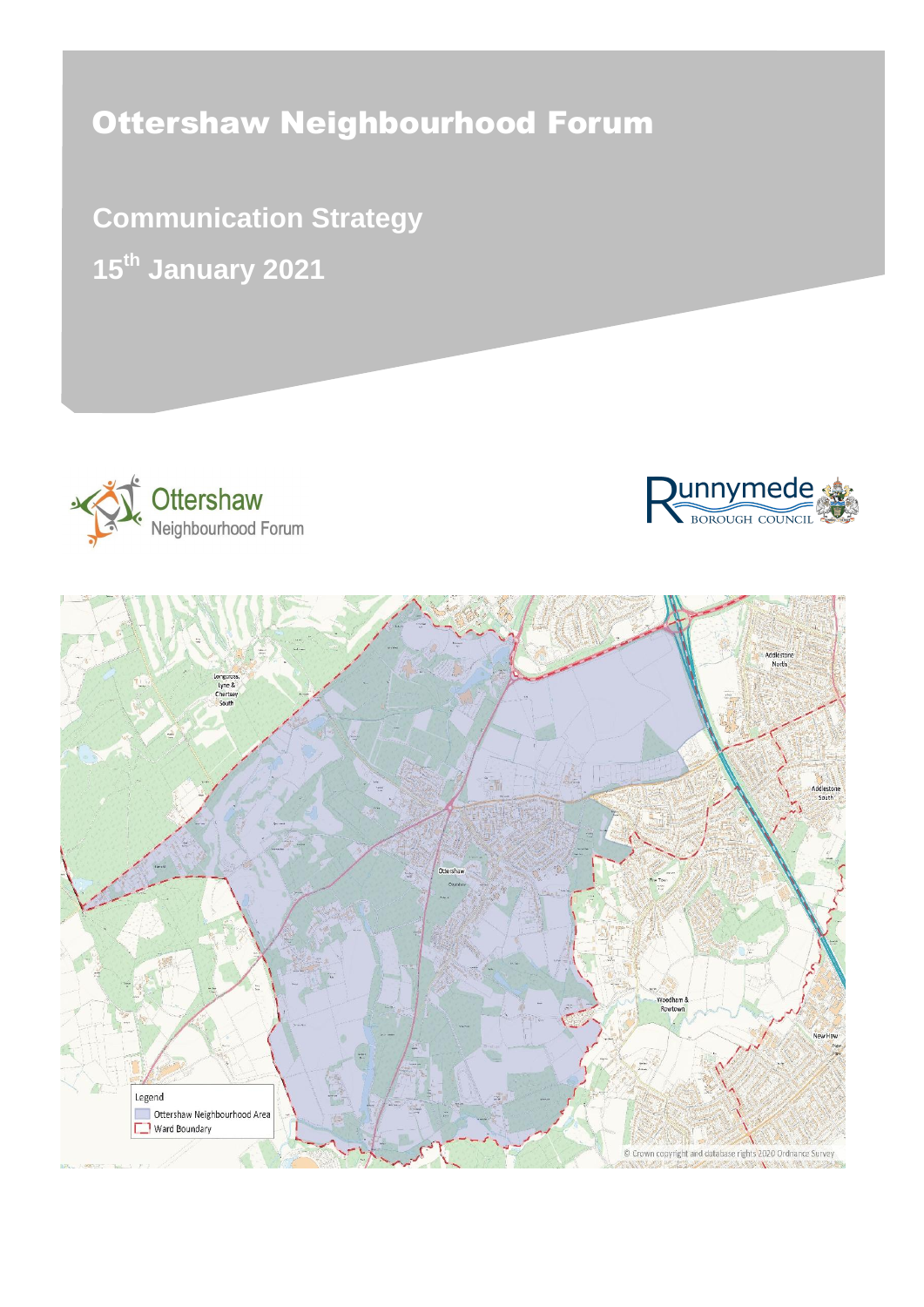# Ottershaw Neighbourhood Forum

## Communication Strategy

## 15th January 2021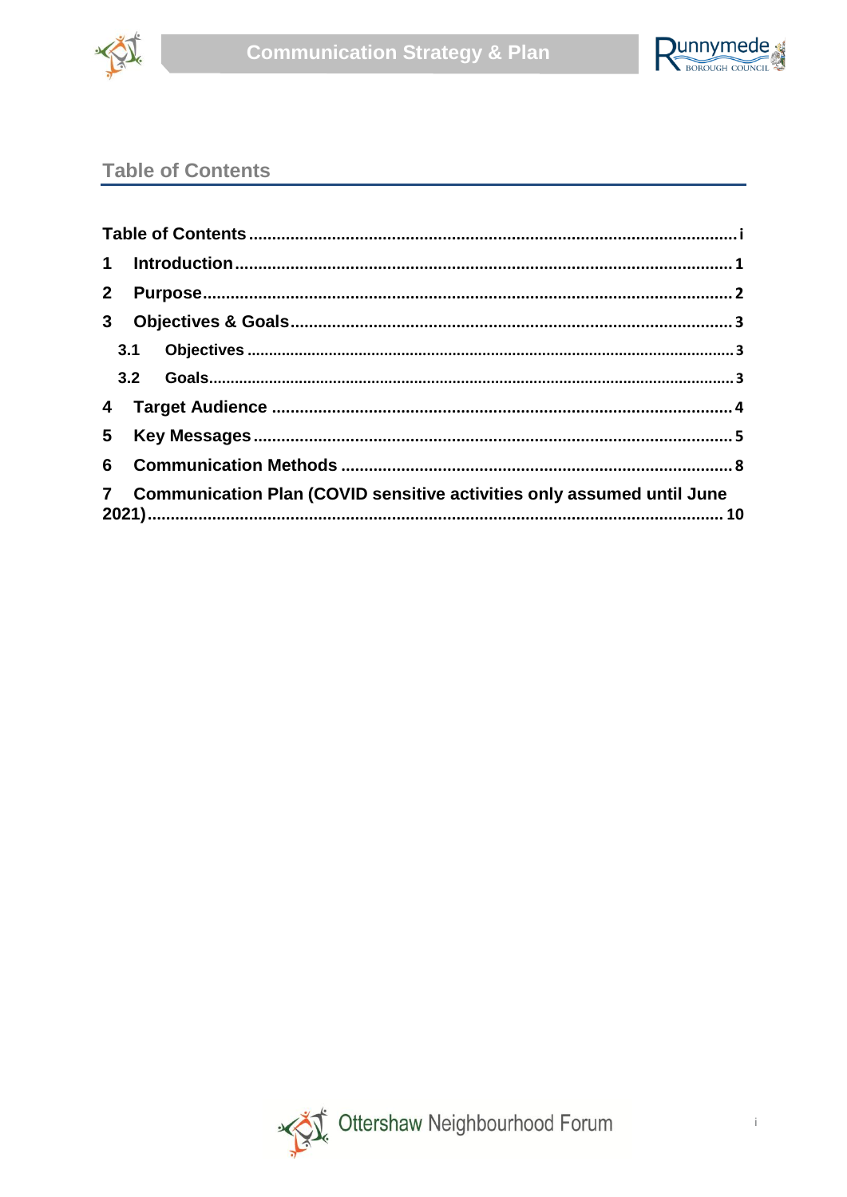## Table of Contents

| | |
|---|---|
| Table of Contents | i |
| 1 Introduction | 1 |
| 2 Purpose | 2 |
| 3 Objectives & Goals | 3 |
| 3.1 Objectives | 3 |
| 3.2 Goals | 3 |
| 4 Target Audience | 4 |
| 5 Key Messages | 5 |
| 6 Communication Methods | 8 |
| 7 Communication Plan (COVID sensitive activities only assumed until June 2021) | 10 |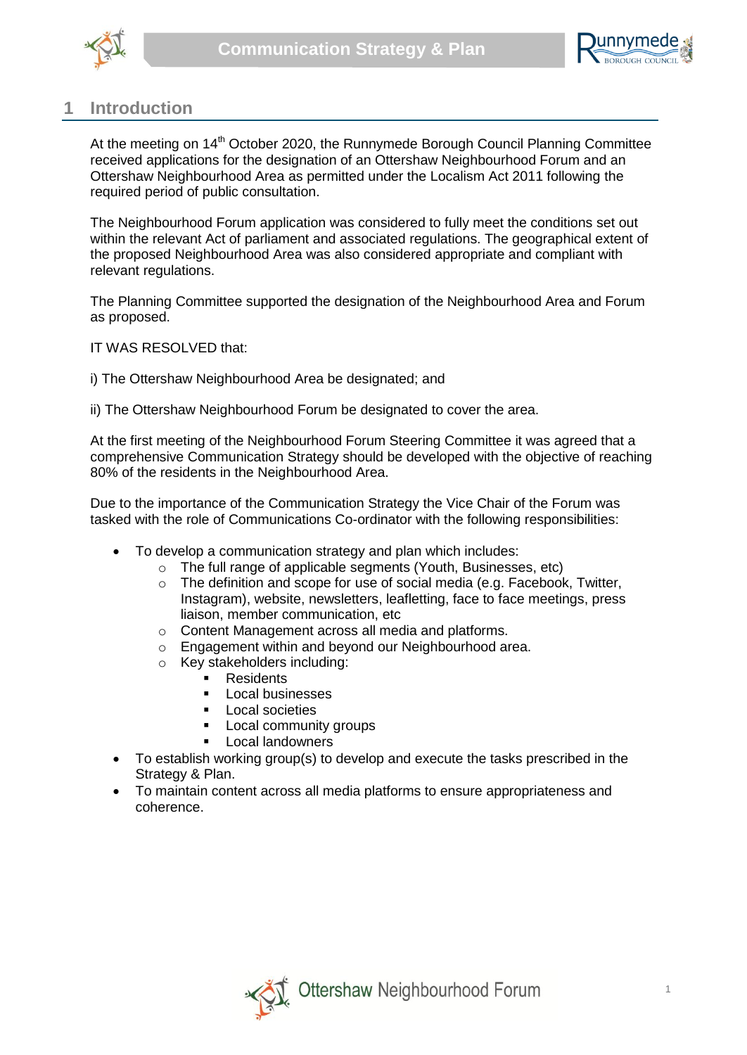# 1 Introduction

At the meeting on 14th October 2020, the Runnymede Borough Council Planning Committee received applications for the designation of an Ottershaw Neighbourhood Forum and an Ottershaw Neighbourhood Area as permitted under the Localism Act 2011 following the required period of public consultation.

The Neighbourhood Forum application was considered to fully meet the conditions set out within the relevant Act of parliament and associated regulations. The geographical extent of the proposed Neighbourhood Area was also considered appropriate and compliant with relevant regulations.

The Planning Committee supported the designation of the Neighbourhood Area and Forum as proposed.

IT WAS RESOLVED that:

i) The Ottershaw Neighbourhood Area be designated; and

ii) The Ottershaw Neighbourhood Forum be designated to cover the area.

At the first meeting of the Neighbourhood Forum Steering Committee it was agreed that a comprehensive Communication Strategy should be developed with the objective of reaching 80% of the residents in the Neighbourhood Area.

Due to the importance of the Communication Strategy the Vice Chair of the Forum was tasked with the role of Communications Co-ordinator with the following responsibilities:

- To develop a communication strategy and plan which includes:
  - The full range of applicable segments (Youth, Businesses, etc)
  - The definition and scope for use of social media (e.g. Facebook, Twitter, Instagram), website, newsletters, leafletting, face to face meetings, press liaison, member communication, etc
  - Content Management across all media and platforms.
  - Engagement within and beyond our Neighbourhood area.
  - Key stakeholders including:
    - Residents
    - Local businesses
    - Local societies
    - Local community groups
    - Local landowners
- To establish working group(s) to develop and execute the tasks prescribed in the Strategy & Plan.
- To maintain content across all media platforms to ensure appropriateness and coherence.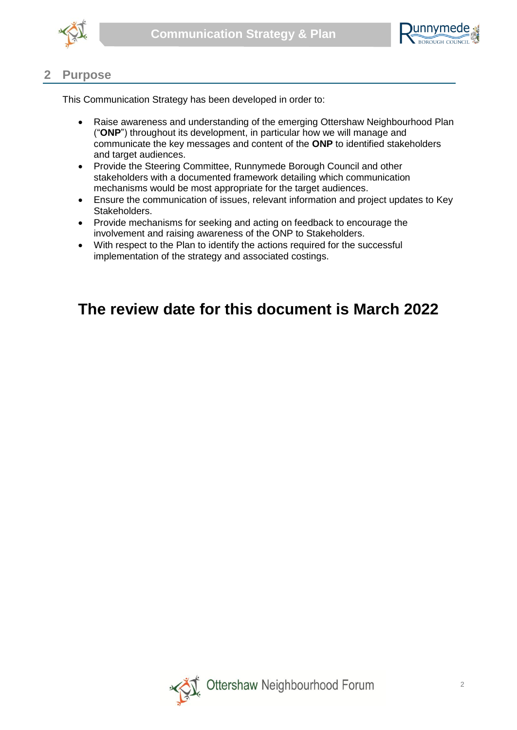## 2 Purpose

This Communication Strategy has been developed in order to:

- Raise awareness and understanding of the emerging Ottershaw Neighbourhood Plan ("**ONP**") throughout its development, in particular how we will manage and communicate the key messages and content of the **ONP** to identified stakeholders and target audiences.
- Provide the Steering Committee, Runnymede Borough Council and other stakeholders with a documented framework detailing which communication mechanisms would be most appropriate for the target audiences.
- Ensure the communication of issues, relevant information and project updates to Key Stakeholders.
- Provide mechanisms for seeking and acting on feedback to encourage the involvement and raising awareness of the ONP to Stakeholders.
- With respect to the Plan to identify the actions required for the successful implementation of the strategy and associated costings.

# The review date for this document is March 2022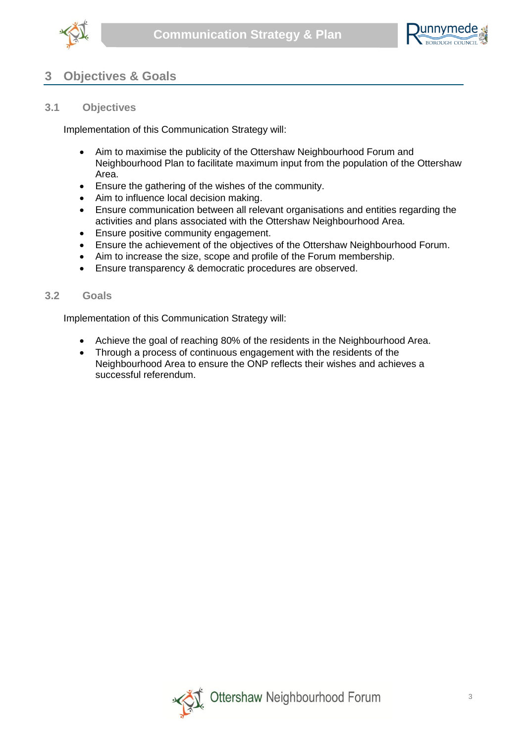# 3 Objectives & Goals

## 3.1 Objectives

Implementation of this Communication Strategy will:

- Aim to maximise the publicity of the Ottershaw Neighbourhood Forum and Neighbourhood Plan to facilitate maximum input from the population of the Ottershaw Area.
- Ensure the gathering of the wishes of the community.
- Aim to influence local decision making.
- Ensure communication between all relevant organisations and entities regarding the activities and plans associated with the Ottershaw Neighbourhood Area.
- Ensure positive community engagement.
- Ensure the achievement of the objectives of the Ottershaw Neighbourhood Forum.
- Aim to increase the size, scope and profile of the Forum membership.
- Ensure transparency & democratic procedures are observed.

## 3.2 Goals

Implementation of this Communication Strategy will:

- Achieve the goal of reaching 80% of the residents in the Neighbourhood Area.
- Through a process of continuous engagement with the residents of the Neighbourhood Area to ensure the ONP reflects their wishes and achieves a successful referendum.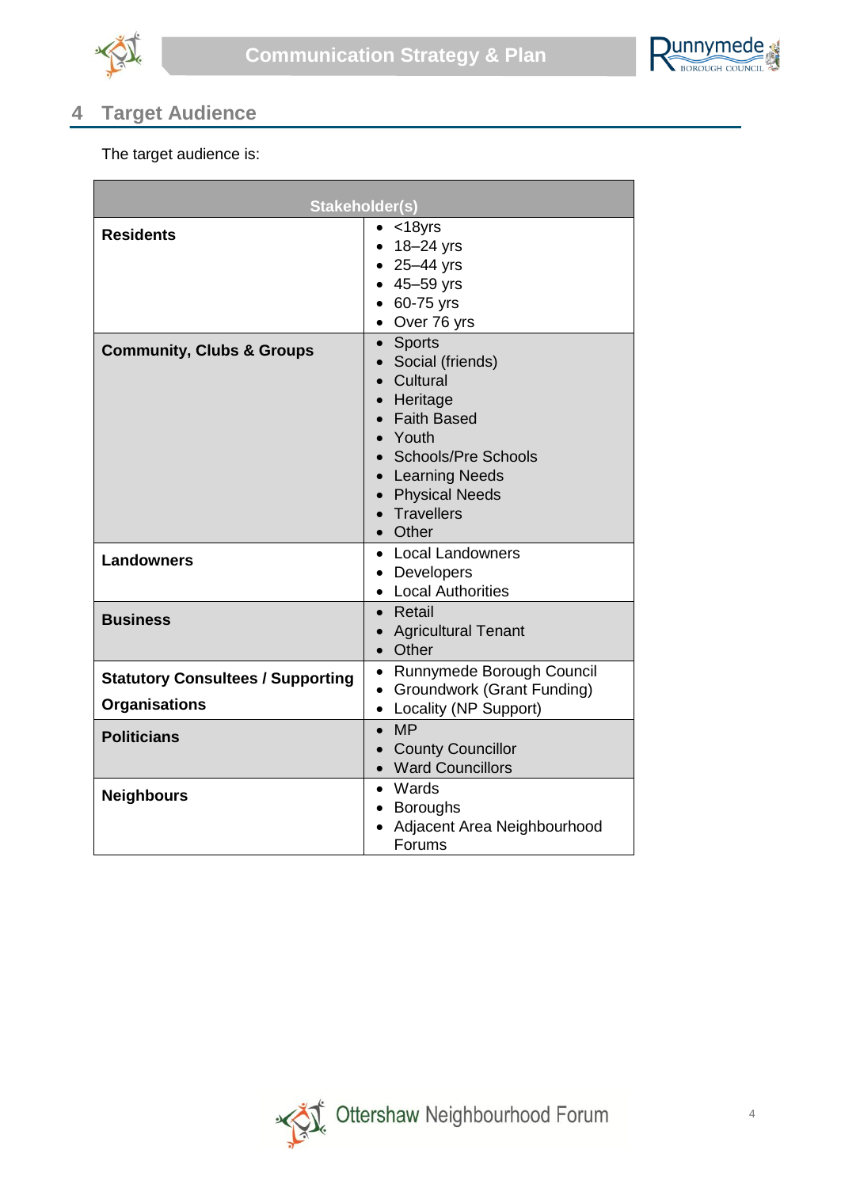## 4 Target Audience

The target audience is:

| Stakeholder(s) | |
|---|---|
| **Residents** | • <18yrs<br>• 18–24 yrs<br>• 25–44 yrs<br>• 45–59 yrs<br>• 60-75 yrs<br>• Over 76 yrs |
| **Community, Clubs & Groups** | • Sports<br>• Social (friends)<br>• Cultural<br>• Heritage<br>• Faith Based<br>• Youth<br>• Schools/Pre Schools<br>• Learning Needs<br>• Physical Needs<br>• Travellers<br>• Other |
| **Landowners** | • Local Landowners<br>• Developers<br>• Local Authorities |
| **Business** | • Retail<br>• Agricultural Tenant<br>• Other |
| **Statutory Consultees / Supporting Organisations** | • Runnymede Borough Council<br>• Groundwork (Grant Funding)<br>• Locality (NP Support) |
| **Politicians** | • MP<br>• County Councillor<br>• Ward Councillors |
| **Neighbours** | • Wards<br>• Boroughs<br>• Adjacent Area Neighbourhood Forums |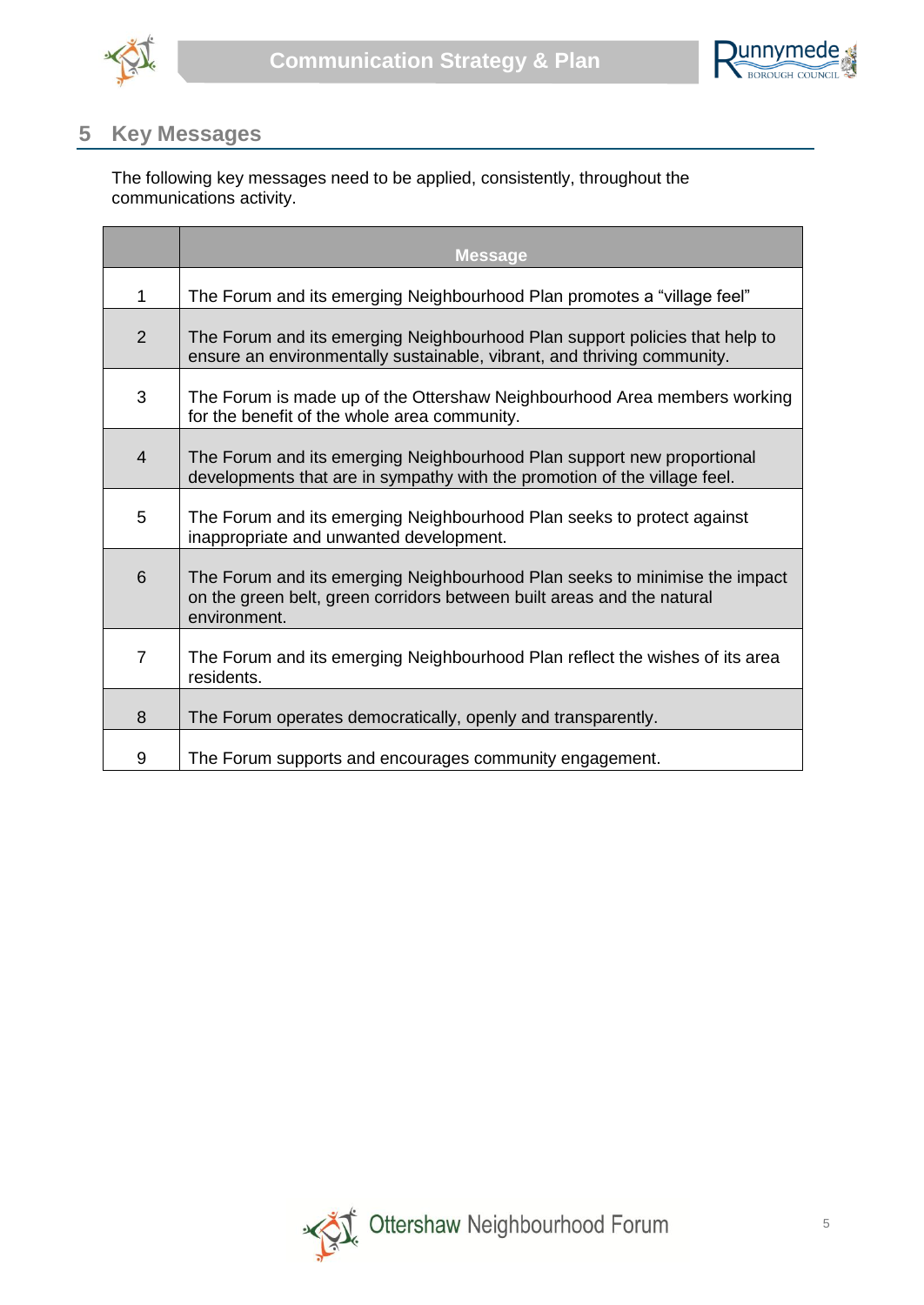## 5 Key Messages

The following key messages need to be applied, consistently, throughout the communications activity.

| | Message |
|---|---|
| 1 | The Forum and its emerging Neighbourhood Plan promotes a “village feel” |
| 2 | The Forum and its emerging Neighbourhood Plan support policies that help to ensure an environmentally sustainable, vibrant, and thriving community. |
| 3 | The Forum is made up of the Ottershaw Neighbourhood Area members working for the benefit of the whole area community. |
| 4 | The Forum and its emerging Neighbourhood Plan support new proportional developments that are in sympathy with the promotion of the village feel. |
| 5 | The Forum and its emerging Neighbourhood Plan seeks to protect against inappropriate and unwanted development. |
| 6 | The Forum and its emerging Neighbourhood Plan seeks to minimise the impact on the green belt, green corridors between built areas and the natural environment. |
| 7 | The Forum and its emerging Neighbourhood Plan reflect the wishes of its area residents. |
| 8 | The Forum operates democratically, openly and transparently. |
| 9 | The Forum supports and encourages community engagement. |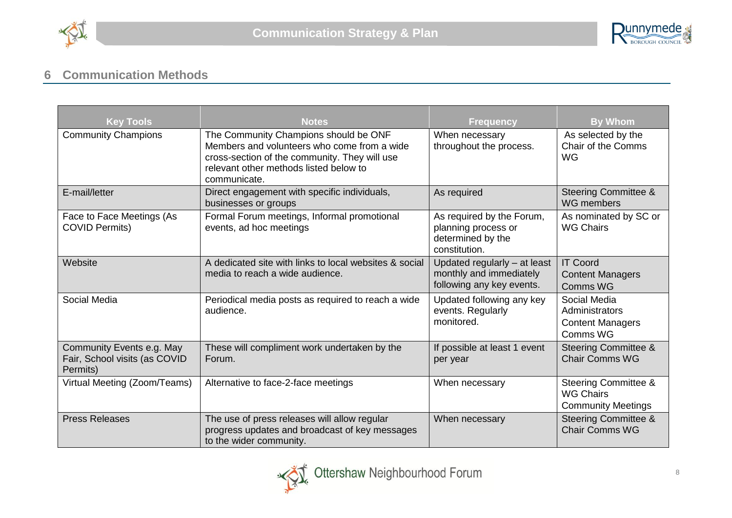## 6 Communication Methods

| Key Tools | Notes | Frequency | By Whom |
|---|---|---|---|
| Community Champions | The Community Champions should be ONF Members and volunteers who come from a wide cross-section of the community. They will use relevant other methods listed below to communicate. | When necessary throughout the process. | As selected by the Chair of the Comms WG |
| E-mail/letter | Direct engagement with specific individuals, businesses or groups | As required | Steering Committee & WG members |
| Face to Face Meetings (As COVID Permits) | Formal Forum meetings, Informal promotional events, ad hoc meetings | As required by the Forum, planning process or determined by the constitution. | As nominated by SC or WG Chairs |
| Website | A dedicated site with links to local websites & social media to reach a wide audience. | Updated regularly – at least monthly and immediately following any key events. | IT Coord<br>Content Managers<br>Comms WG |
| Social Media | Periodical media posts as required to reach a wide audience. | Updated following any key events. Regularly monitored. | Social Media Administrators<br>Content Managers<br>Comms WG |
| Community Events e.g. May Fair, School visits (as COVID Permits) | These will compliment work undertaken by the Forum. | If possible at least 1 event per year | Steering Committee & Chair Comms WG |
| Virtual Meeting (Zoom/Teams) | Alternative to face-2-face meetings | When necessary | Steering Committee & WG Chairs<br>Community Meetings |
| Press Releases | The use of press releases will allow regular progress updates and broadcast of key messages to the wider community. | When necessary | Steering Committee & Chair Comms WG |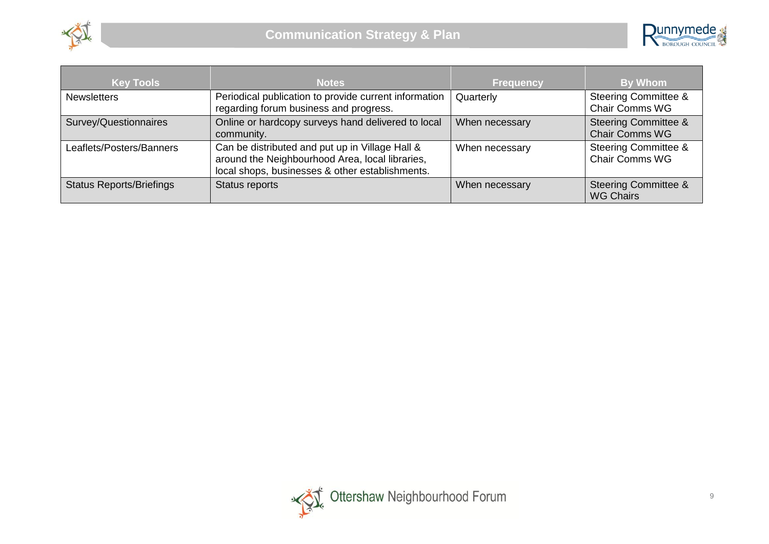| Key Tools | Notes | Frequency | By Whom |
|---|---|---|---|
| Newsletters | Periodical publication to provide current information regarding forum business and progress. | Quarterly | Steering Committee & Chair Comms WG |
| Survey/Questionnaires | Online or hardcopy surveys hand delivered to local community. | When necessary | Steering Committee & Chair Comms WG |
| Leaflets/Posters/Banners | Can be distributed and put up in Village Hall & around the Neighbourhood Area, local libraries, local shops, businesses & other establishments. | When necessary | Steering Committee & Chair Comms WG |
| Status Reports/Briefings | Status reports | When necessary | Steering Committee & WG Chairs |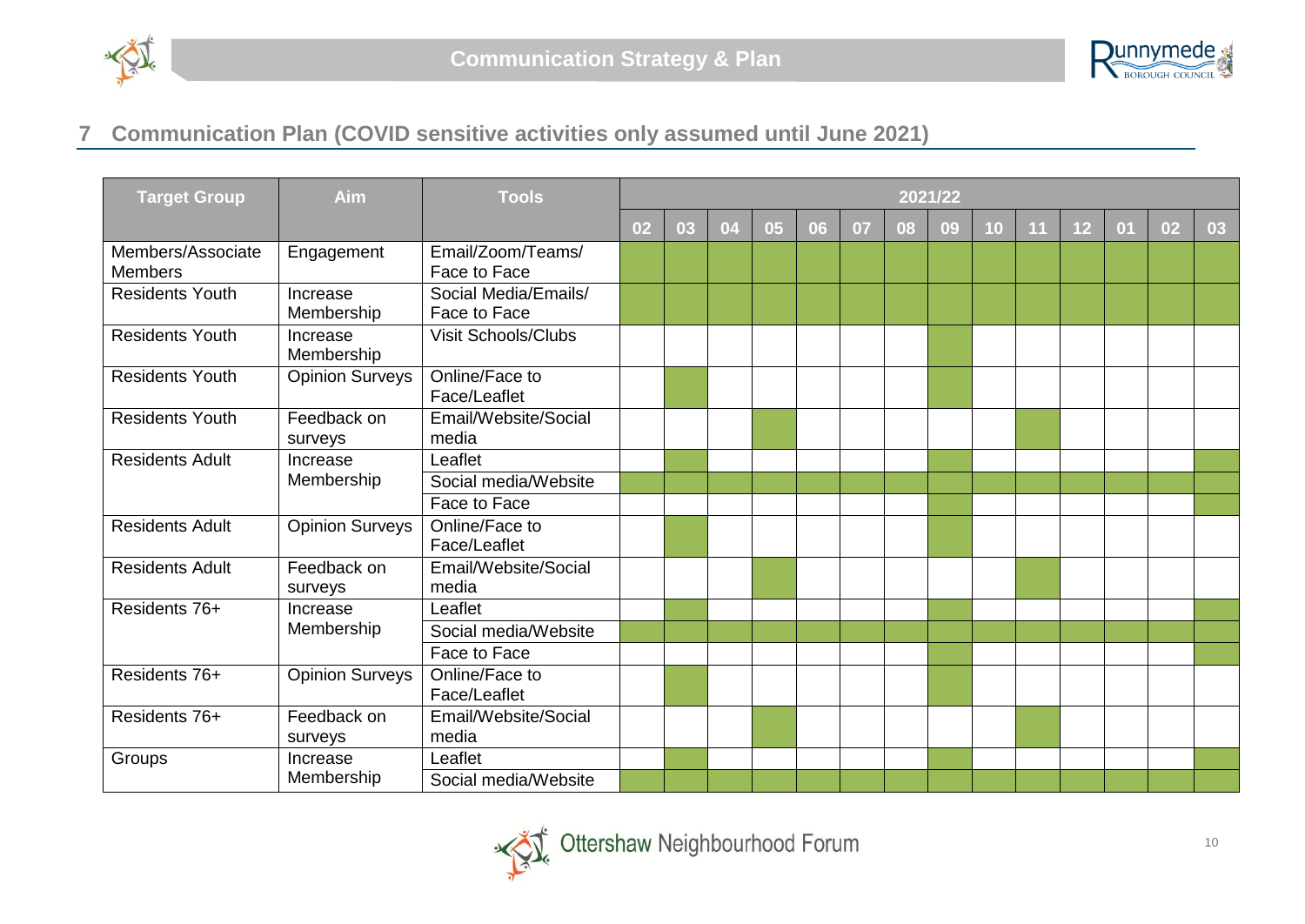## 7 Communication Plan (COVID sensitive activities only assumed until June 2021)

| Target Group | Aim | Tools | 2021/22 | | | | | | | | | | | | | |
|---|---|---|---|---|---|---|---|---|---|---|---|---|---|---|---|---|
| | | | 02 | 03 | 04 | 05 | 06 | 07 | 08 | 09 | 10 | 11 | 12 | 01 | 02 | 03 |
| Members/Associate Members | Engagement | Email/Zoom/Teams/ Face to Face | ■ | ■ | ■ | ■ | ■ | ■ | ■ | ■ | ■ | ■ | ■ | ■ | ■ | ■ |
| Residents Youth | Increase Membership | Social Media/Emails/ Face to Face | ■ | ■ | ■ | ■ | ■ | ■ | ■ | ■ | ■ | ■ | ■ | ■ | ■ | ■ |
| Residents Youth | Increase Membership | Visit Schools/Clubs | | | | | | | | ■ | | | | | | |
| Residents Youth | Opinion Surveys | Online/Face to Face/Leaflet | | ■ | | | | | | ■ | | | | | | |
| Residents Youth | Feedback on surveys | Email/Website/Social media | | | | ■ | | | | | | ■ | | | | |
| Residents Adult | Increase Membership | Leaflet | | ■ | | | | | | ■ | | | | | | ■ |
| | | Social media/Website | ■ | ■ | ■ | ■ | ■ | ■ | ■ | ■ | ■ | ■ | ■ | ■ | ■ | ■ |
| | | Face to Face | | | | | | | | ■ | | | | | | ■ |
| Residents Adult | Opinion Surveys | Online/Face to Face/Leaflet | | ■ | | | | | | ■ | | | | | | |
| Residents Adult | Feedback on surveys | Email/Website/Social media | | | | ■ | | | | | | ■ | | | | |
| Residents 76+ | Increase Membership | Leaflet | | ■ | | | | | | ■ | | | | | | ■ |
| | | Social media/Website | ■ | ■ | ■ | ■ | ■ | ■ | ■ | ■ | ■ | ■ | ■ | ■ | ■ | ■ |
| | | Face to Face | | | | | | | | ■ | | | | | | ■ |
| Residents 76+ | Opinion Surveys | Online/Face to Face/Leaflet | | ■ | | | | | | ■ | | | | | | |
| Residents 76+ | Feedback on surveys | Email/Website/Social media | | | | ■ | | | | | | ■ | | | | |
| Groups | Increase Membership | Leaflet | | ■ | | | | | | ■ | | | | | | ■ |
| | | Social media/Website | ■ | ■ | ■ | ■ | ■ | ■ | ■ | ■ | ■ | ■ | ■ | ■ | ■ | ■ |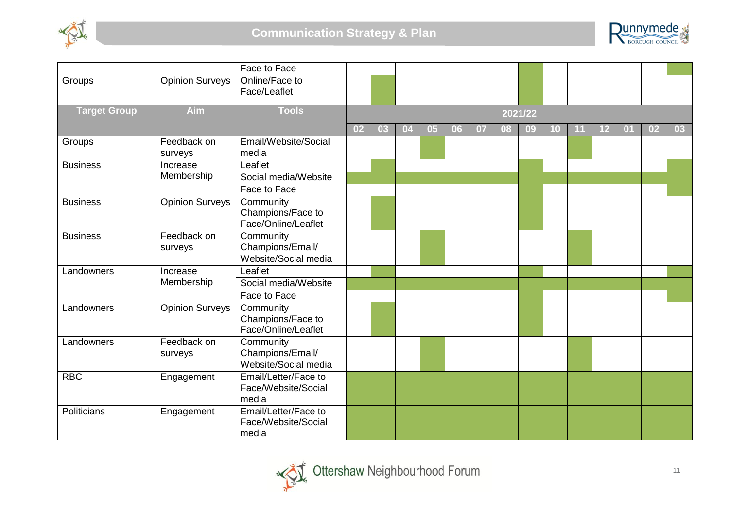| Target Group | Aim | Tools | 2021/22 | | | | | | | | | | | | | |
|---|---|---|---|---|---|---|---|---|---|---|---|---|---|---|---|---|
| | | | 02 | 03 | 04 | 05 | 06 | 07 | 08 | 09 | 10 | 11 | 12 | 01 | 02 | 03 |
| | | Face to Face | | | | | | | | ■ | | | | | | ■ |
| Groups | Opinion Surveys | Online/Face to Face/Leaflet | | ■ | | | | | | ■ | | | | | | |
| Groups | Feedback on surveys | Email/Website/Social media | | | | ■ | | | | | | ■ | | | | |
| Business | Increase Membership | Leaflet | | ■ | | | | | | ■ | | | | | | ■ |
| | | Social media/Website | ■ | ■ | ■ | ■ | ■ | ■ | ■ | ■ | ■ | ■ | ■ | ■ | ■ | ■ |
| | | Face to Face | | | | | | | | ■ | | | | | | ■ |
| Business | Opinion Surveys | Community Champions/Face to Face/Online/Leaflet | | ■ | | | | | | ■ | | | | | | |
| Business | Feedback on surveys | Community Champions/Email/ Website/Social media | | | | ■ | | | | | | ■ | | | | |
| Landowners | Increase Membership | Leaflet | | ■ | | | | | | ■ | | | | | | ■ |
| | | Social media/Website | ■ | ■ | ■ | ■ | ■ | ■ | ■ | ■ | ■ | ■ | ■ | ■ | ■ | ■ |
| | | Face to Face | | | | | | | | ■ | | | | | | ■ |
| Landowners | Opinion Surveys | Community Champions/Face to Face/Online/Leaflet | | ■ | | | | | | ■ | | | | | | |
| Landowners | Feedback on surveys | Community Champions/Email/ Website/Social media | | | | ■ | | | | | | ■ | | | | |
| RBC | Engagement | Email/Letter/Face to Face/Website/Social media | ■ | ■ | ■ | ■ | ■ | ■ | ■ | ■ | ■ | ■ | ■ | ■ | ■ | ■ |
| Politicians | Engagement | Email/Letter/Face to Face/Website/Social media | ■ | ■ | ■ | ■ | ■ | ■ | ■ | ■ | ■ | ■ | ■ | ■ | ■ | ■ |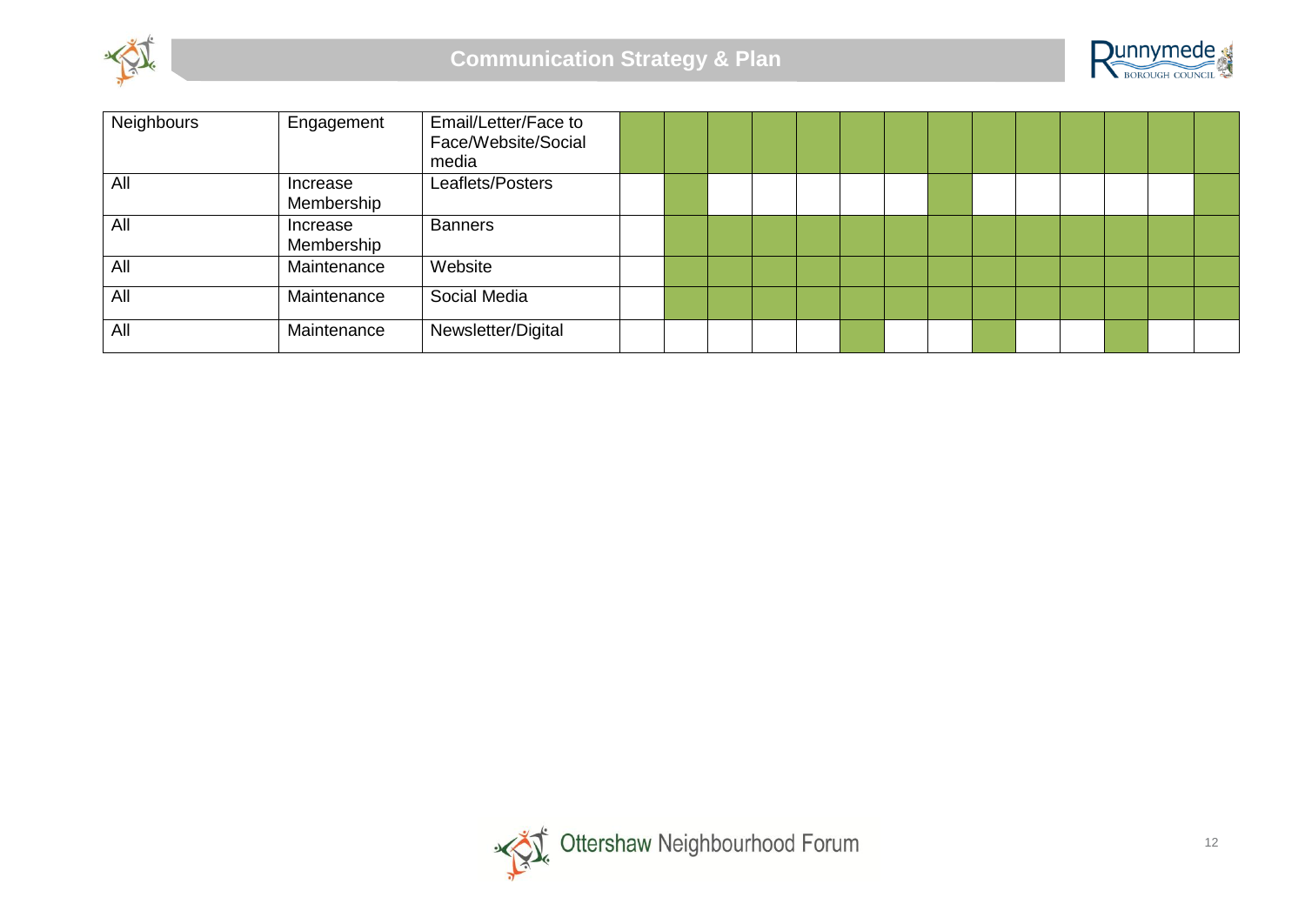| | | | | | | | | | | | | | | | | |
|---|---|---|---|---|---|---|---|---|---|---|---|---|---|---|---|---|
| Neighbours | Engagement | Email/Letter/Face to Face/Website/Social media | | | | | | | | | | | | | | |
| All | Increase Membership | Leaflets/Posters | | | | | | | | | | | | | | |
| All | Increase Membership | Banners | | | | | | | | | | | | | | |
| All | Maintenance | Website | | | | | | | | | | | | | | |
| All | Maintenance | Social Media | | | | | | | | | | | | | | |
| All | Maintenance | Newsletter/Digital | | | | | | | | | | | | | | |